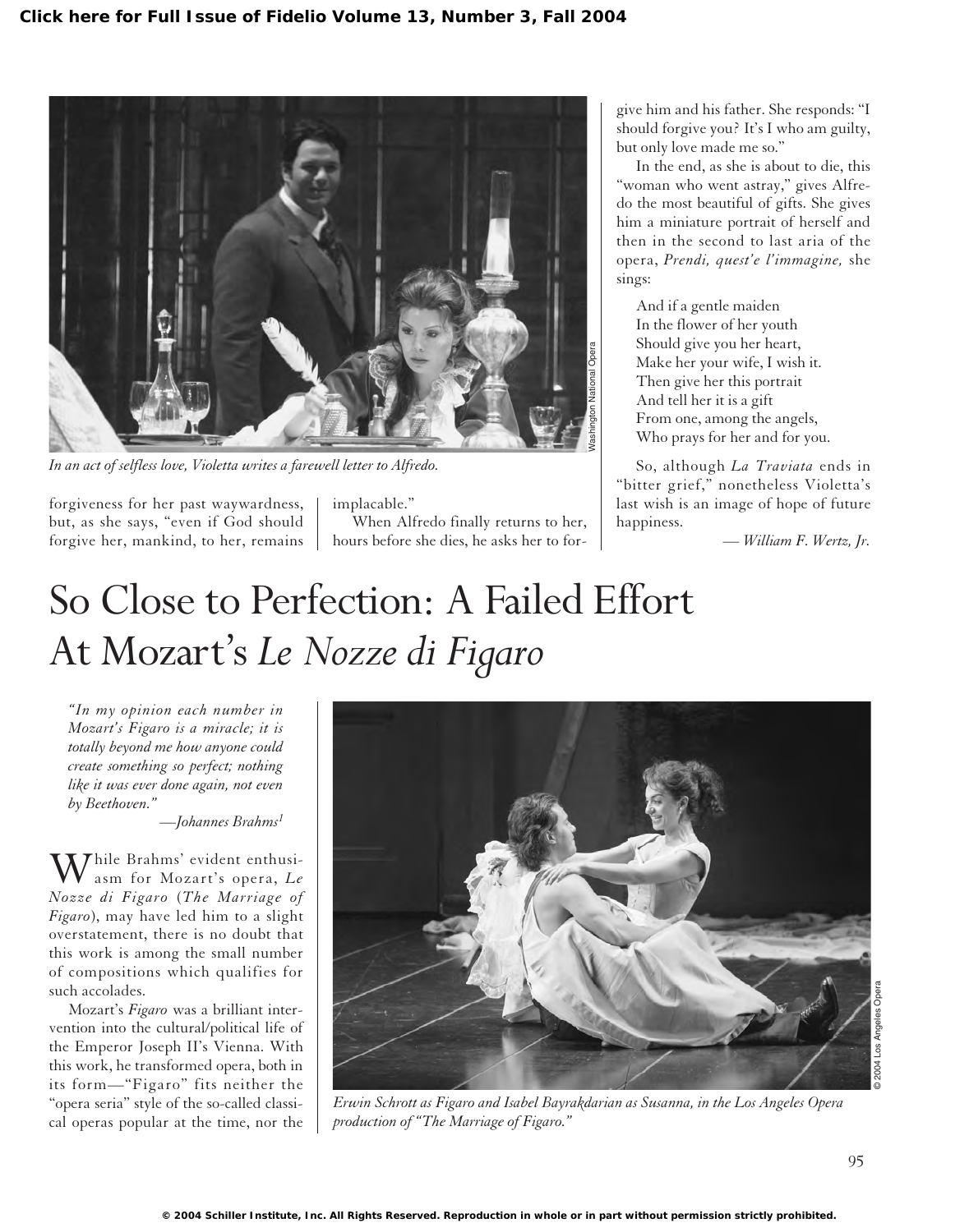In an act of selfless love, Violetta writes a farewell letter to Alfredo.

forgiveness for her past waywardness, but, as she says, "even if God should forgive her, mankind, to her, remains implacable."

When Alfredo finally returns to her, hours before she dies, he asks her to forgive him and his father. She responds: "I should forgive you? It's I who am guilty, but only love made me so."

In the end, as she is about to die, this "woman who went astray," gives Alfredo the most beautiful of gifts. She gives him a miniature portrait of herself and then in the second to last aria of the opera, *Prendi, quest'e l'immagine,* she sings:

> And if a gentle maiden
> In the flower of her youth
> Should give you her heart,
> Make her your wife, I wish it.
> Then give her this portrait
> And tell her it is a gift
> From one, among the angels,
> Who prays for her and for you.

So, although *La Traviata* ends in "bitter grief," nonetheless Violetta's last wish is an image of hope of future happiness.

— *William F. Wertz, Jr.*

# So Close to Perfection: A Failed Effort At Mozart's *Le Nozze di Figaro*

> *"In my opinion each number in Mozart's Figaro is a miracle; it is totally beyond me how anyone could create something so perfect; nothing like it was ever done again, not even by Beethoven."*
>
> *—Johannes Brahms*[1]

While Brahms' evident enthusiasm for Mozart's opera, *Le Nozze di Figaro* (*The Marriage of Figaro*), may have led him to a slight overstatement, there is no doubt that this work is among the small number of compositions which qualifies for such accolades.

Mozart's *Figaro* was a brilliant intervention into the cultural/political life of the Emperor Joseph II's Vienna. With this work, he transformed opera, both in its form—"Figaro" fits neither the "opera seria" style of the so-called classical operas popular at the time, nor the

*Erwin Schrott as Figaro and Isabel Bayrakdarian as Susanna, in the Los Angeles Opera production of "The Marriage of Figaro."*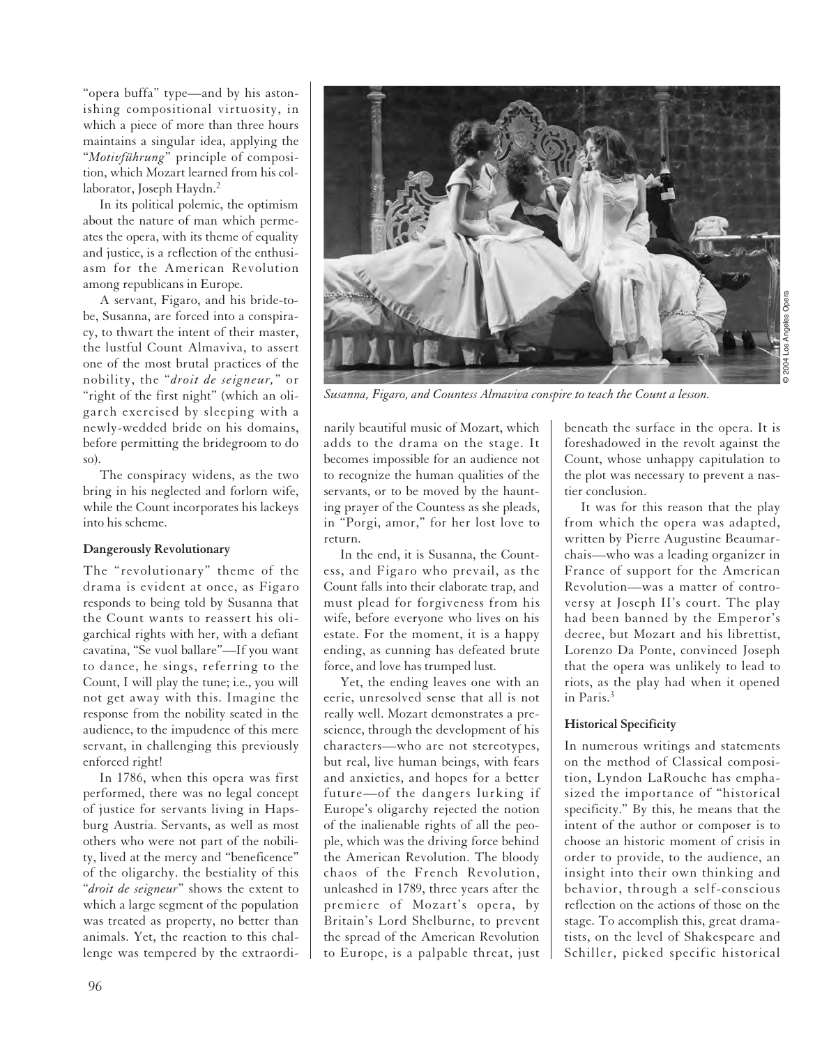"opera buffa" type—and by his astonishing compositional virtuosity, in which a piece of more than three hours maintains a singular idea, applying the "*Motivführung*" principle of composition, which Mozart learned from his collaborator, Joseph Haydn.[2]

In its political polemic, the optimism about the nature of man which permeates the opera, with its theme of equality and justice, is a reflection of the enthusiasm for the American Revolution among republicans in Europe.

A servant, Figaro, and his bride-to-be, Susanna, are forced into a conspiracy, to thwart the intent of their master, the lustful Count Almaviva, to assert one of the most brutal practices of the nobility, the "*droit de seigneur,*" or "right of the first night" (which an oligarch exercised by sleeping with a newly-wedded bride on his domains, before permitting the bridegroom to do so).

The conspiracy widens, as the two bring in his neglected and forlorn wife, while the Count incorporates his lackeys into his scheme.

**Dangerously Revolutionary**

The "revolutionary" theme of the drama is evident at once, as Figaro responds to being told by Susanna that the Count wants to reassert his oligarchical rights with her, with a defiant cavatina, "Se vuol ballare"—If you want to dance, he sings, referring to the Count, I will play the tune; i.e., you will not get away with this. Imagine the response from the nobility seated in the audience, to the impudence of this mere servant, in challenging this previously enforced right!

In 1786, when this opera was first performed, there was no legal concept of justice for servants living in Hapsburg Austria. Servants, as well as most others who were not part of the nobility, lived at the mercy and "beneficence" of the oligarchy. the bestiality of this "*droit de seigneur*" shows the extent to which a large segment of the population was treated as property, no better than animals. Yet, the reaction to this challenge was tempered by the extraordinarily beautiful music of Mozart, which adds to the drama on the stage. It becomes impossible for an audience not to recognize the human qualities of the servants, or to be moved by the haunting prayer of the Countess as she pleads, in "Porgi, amor," for her lost love to return.

*Susanna, Figaro, and Countess Almaviva conspire to teach the Count a lesson.*

© 2004 Los Angeles Opera

In the end, it is Susanna, the Countess, and Figaro who prevail, as the Count falls into their elaborate trap, and must plead for forgiveness from his wife, before everyone who lives on his estate. For the moment, it is a happy ending, as cunning has defeated brute force, and love has trumped lust.

Yet, the ending leaves one with an eerie, unresolved sense that all is not really well. Mozart demonstrates a prescience, through the development of his characters—who are not stereotypes, but real, live human beings, with fears and anxieties, and hopes for a better future—of the dangers lurking if Europe's oligarchy rejected the notion of the inalienable rights of all the people, which was the driving force behind the American Revolution. The bloody chaos of the French Revolution, unleashed in 1789, three years after the premiere of Mozart's opera, by Britain's Lord Shelburne, to prevent the spread of the American Revolution to Europe, is a palpable threat, just beneath the surface in the opera. It is foreshadowed in the revolt against the Count, whose unhappy capitulation to the plot was necessary to prevent a nastier conclusion.

It was for this reason that the play from which the opera was adapted, written by Pierre Augustine Beaumarchais—who was a leading organizer in France of support for the American Revolution—was a matter of controversy at Joseph II's court. The play had been banned by the Emperor's decree, but Mozart and his librettist, Lorenzo Da Ponte, convinced Joseph that the opera was unlikely to lead to riots, as the play had when it opened in Paris.[3]

**Historical Specificity**

In numerous writings and statements on the method of Classical composition, Lyndon LaRouche has emphasized the importance of "historical specificity." By this, he means that the intent of the author or composer is to choose an historic moment of crisis in order to provide, to the audience, an insight into their own thinking and behavior, through a self-conscious reflection on the actions of those on the stage. To accomplish this, great dramatists, on the level of Shakespeare and Schiller, picked specific historical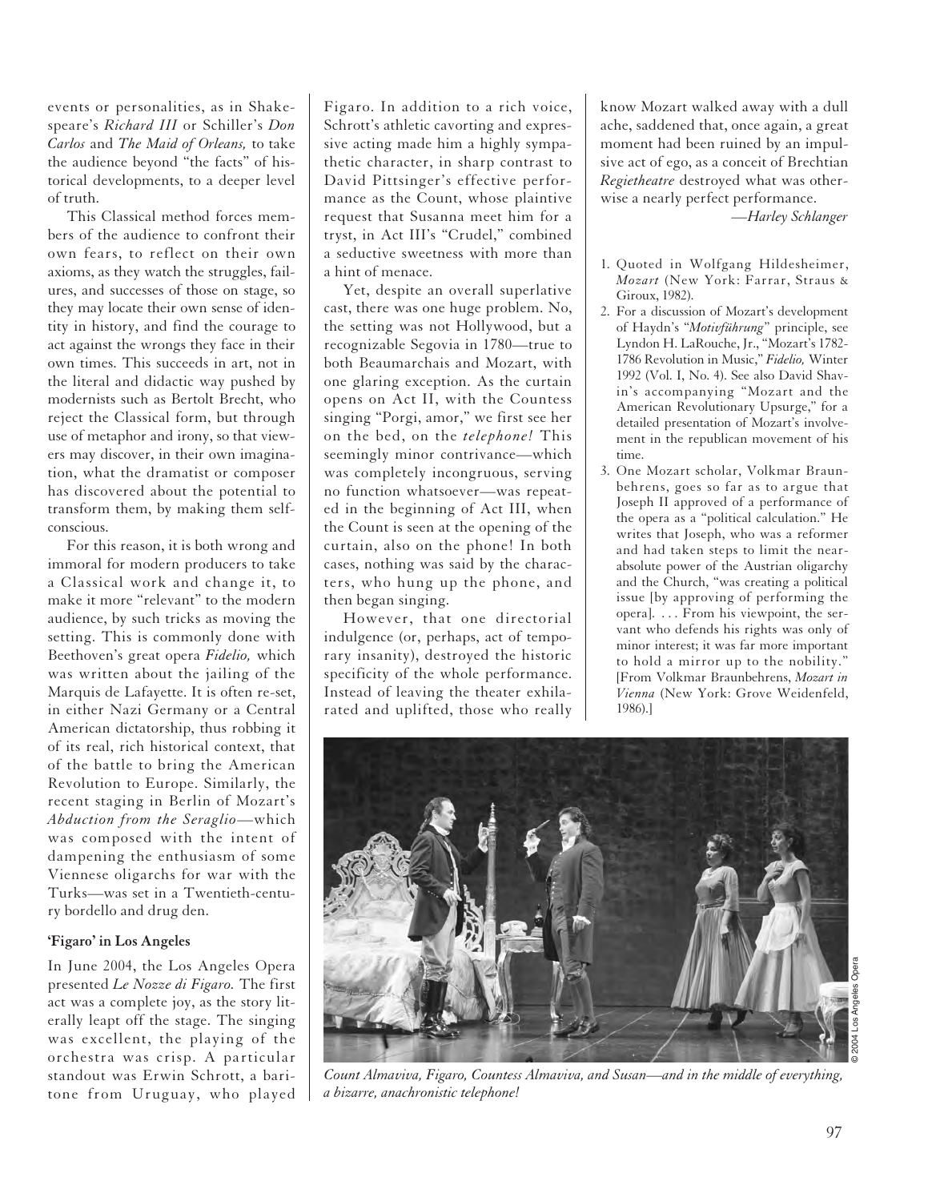events or personalities, as in Shakespeare's *Richard III* or Schiller's *Don Carlos* and *The Maid of Orleans,* to take the audience beyond "the facts" of historical developments, to a deeper level of truth.

This Classical method forces members of the audience to confront their own fears, to reflect on their own axioms, as they watch the struggles, failures, and successes of those on stage, so they may locate their own sense of identity in history, and find the courage to act against the wrongs they face in their own times. This succeeds in art, not in the literal and didactic way pushed by modernists such as Bertolt Brecht, who reject the Classical form, but through use of metaphor and irony, so that viewers may discover, in their own imagination, what the dramatist or composer has discovered about the potential to transform them, by making them self-conscious.

For this reason, it is both wrong and immoral for modern producers to take a Classical work and change it, to make it more "relevant" to the modern audience, by such tricks as moving the setting. This is commonly done with Beethoven's great opera *Fidelio,* which was written about the jailing of the Marquis de Lafayette. It is often re-set, in either Nazi Germany or a Central American dictatorship, thus robbing it of its real, rich historical context, that of the battle to bring the American Revolution to Europe. Similarly, the recent staging in Berlin of Mozart's *Abduction from the Seraglio*—which was composed with the intent of dampening the enthusiasm of some Viennese oligarchs for war with the Turks—was set in a Twentieth-century bordello and drug den.

**'Figaro' in Los Angeles**

In June 2004, the Los Angeles Opera presented *Le Nozze di Figaro.* The first act was a complete joy, as the story literally leapt off the stage. The singing was excellent, the playing of the orchestra was crisp. A particular standout was Erwin Schrott, a baritone from Uruguay, who played Figaro. In addition to a rich voice, Schrott's athletic cavorting and expressive acting made him a highly sympathetic character, in sharp contrast to David Pittsinger's effective performance as the Count, whose plaintive request that Susanna meet him for a tryst, in Act III's "Crudel," combined a seductive sweetness with more than a hint of menace.

Yet, despite an overall superlative cast, there was one huge problem. No, the setting was not Hollywood, but a recognizable Segovia in 1780—true to both Beaumarchais and Mozart, with one glaring exception. As the curtain opens on Act II, with the Countess singing "Porgi, amor," we first see her on the bed, on the *telephone!* This seemingly minor contrivance—which was completely incongruous, serving no function whatsoever—was repeated in the beginning of Act III, when the Count is seen at the opening of the curtain, also on the phone! In both cases, nothing was said by the characters, who hung up the phone, and then began singing.

However, that one directorial indulgence (or, perhaps, act of temporary insanity), destroyed the historic specificity of the whole performance. Instead of leaving the theater exhilarated and uplifted, those who really know Mozart walked away with a dull ache, saddened that, once again, a great moment had been ruined by an impulsive act of ego, as a conceit of Brechtian *Regietheatre* destroyed what was otherwise a nearly perfect performance.

—*Harley Schlanger*

1. Quoted in Wolfgang Hildesheimer, *Mozart* (New York: Farrar, Straus & Giroux, 1982).
2. For a discussion of Mozart's development of Haydn's "*Motivführung*" principle, see Lyndon H. LaRouche, Jr., "Mozart's 1782-1786 Revolution in Music," *Fidelio,* Winter 1992 (Vol. I, No. 4). See also David Shavin's accompanying "Mozart and the American Revolutionary Upsurge," for a detailed presentation of Mozart's involvement in the republican movement of his time.
3. One Mozart scholar, Volkmar Braunbehrens, goes so far as to argue that Joseph II approved of a performance of the opera as a "political calculation." He writes that Joseph, who was a reformer and had taken steps to limit the near-absolute power of the Austrian oligarchy and the Church, "was creating a political issue [by approving of performing the opera]. . . . From his viewpoint, the servant who defends his rights was only of minor interest; it was far more important to hold a mirror up to the nobility." [From Volkmar Braunbehrens, *Mozart in Vienna* (New York: Grove Weidenfeld, 1986).]

© 2004 Los Angeles Opera

*Count Almaviva, Figaro, Countess Almaviva, and Susan—and in the middle of everything, a bizarre, anachronistic telephone!*